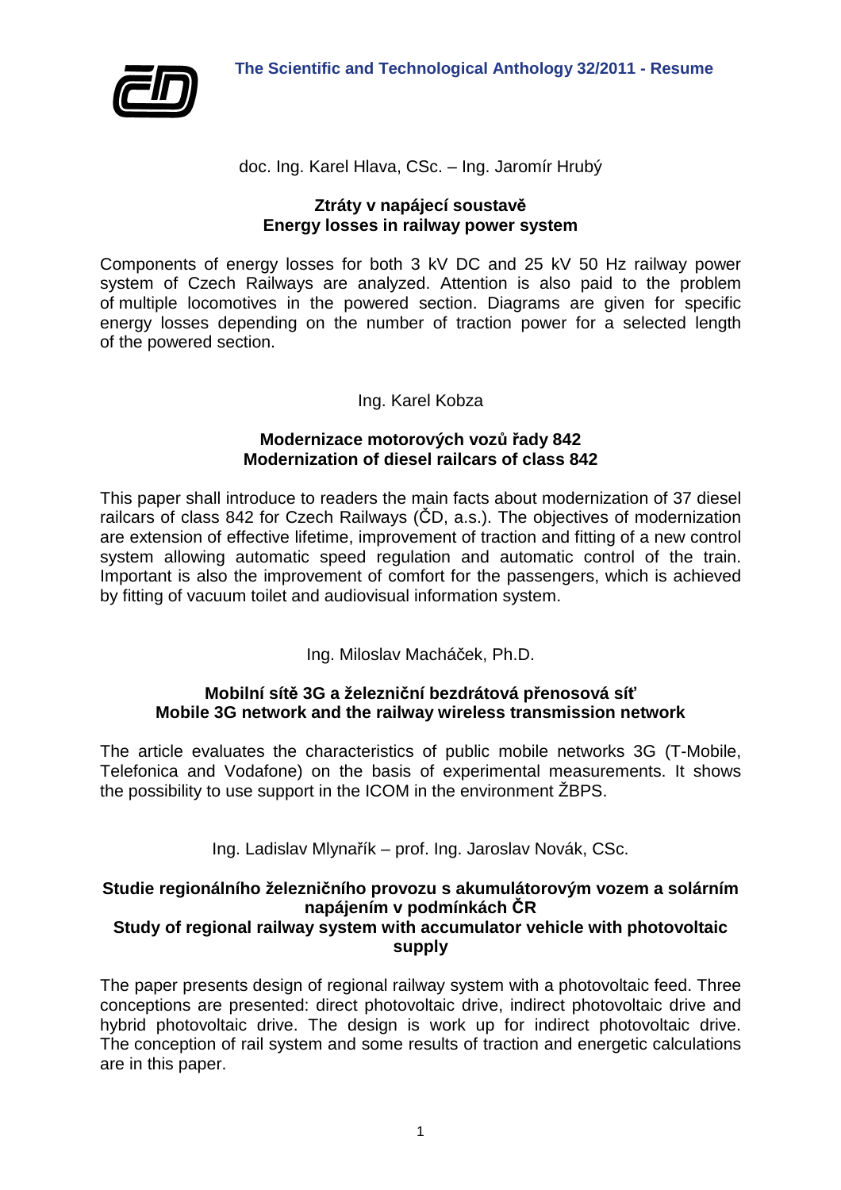doc. Ing. Karel Hlava, CSc. – Ing. Jaromír Hrubý

### Ztráty v napájecí soustavě
### Energy losses in railway power system

Components of energy losses for both 3 kV DC and 25 kV 50 Hz railway power system of Czech Railways are analyzed. Attention is also paid to the problem of multiple locomotives in the powered section. Diagrams are given for specific energy losses depending on the number of traction power for a selected length of the powered section.

Ing. Karel Kobza

### Modernizace motorových vozů řady 842
### Modernization of diesel railcars of class 842

This paper shall introduce to readers the main facts about modernization of 37 diesel railcars of class 842 for Czech Railways (ČD, a.s.). The objectives of modernization are extension of effective lifetime, improvement of traction and fitting of a new control system allowing automatic speed regulation and automatic control of the train. Important is also the improvement of comfort for the passengers, which is achieved by fitting of vacuum toilet and audiovisual information system.

Ing. Miloslav Macháček, Ph.D.

### Mobilní sítě 3G a železniční bezdrátová přenosová síť
### Mobile 3G network and the railway wireless transmission network

The article evaluates the characteristics of public mobile networks 3G (T-Mobile, Telefonica and Vodafone) on the basis of experimental measurements. It shows the possibility to use support in the ICOM in the environment ŽBPS.

Ing. Ladislav Mlynařík – prof. Ing. Jaroslav Novák, CSc.

### Studie regionálního železničního provozu s akumulátorovým vozem a solárním napájením v podmínkách ČR
### Study of regional railway system with accumulator vehicle with photovoltaic supply

The paper presents design of regional railway system with a photovoltaic feed. Three conceptions are presented: direct photovoltaic drive, indirect photovoltaic drive and hybrid photovoltaic drive. The design is work up for indirect photovoltaic drive. The conception of rail system and some results of traction and energetic calculations are in this paper.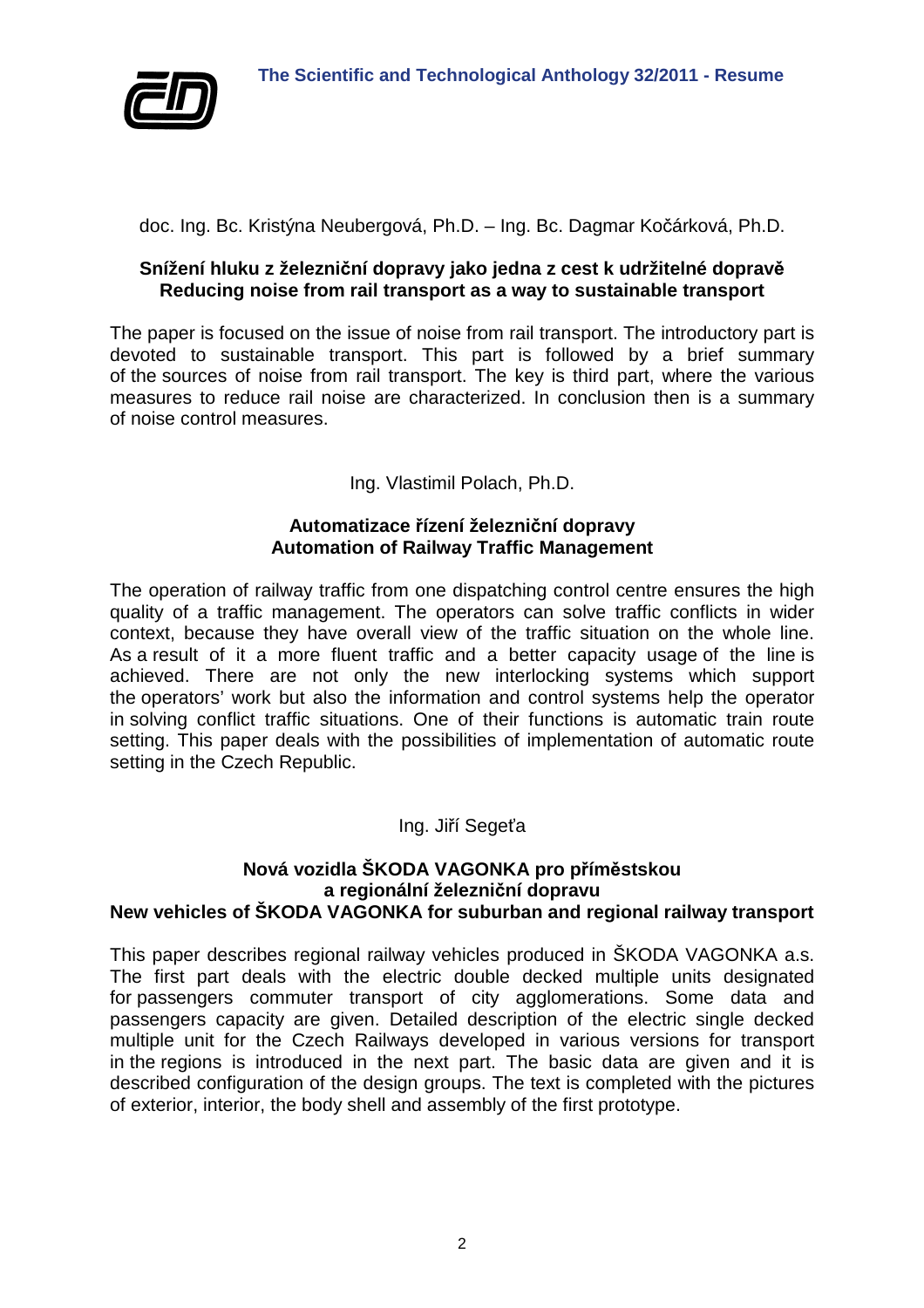doc. Ing. Bc. Kristýna Neubergová, Ph.D. – Ing. Bc. Dagmar Kočárková, Ph.D.

**Snížení hluku z železniční dopravy jako jedna z cest k udržitelné dopravě**
**Reducing noise from rail transport as a way to sustainable transport**

The paper is focused on the issue of noise from rail transport. The introductory part is devoted to sustainable transport. This part is followed by a brief summary of the sources of noise from rail transport. The key is third part, where the various measures to reduce rail noise are characterized. In conclusion then is a summary of noise control measures.

Ing. Vlastimil Polach, Ph.D.

**Automatizace řízení železniční dopravy**
**Automation of Railway Traffic Management**

The operation of railway traffic from one dispatching control centre ensures the high quality of a traffic management. The operators can solve traffic conflicts in wider context, because they have overall view of the traffic situation on the whole line. As a result of it a more fluent traffic and a better capacity usage of the line is achieved. There are not only the new interlocking systems which support the operators' work but also the information and control systems help the operator in solving conflict traffic situations. One of their functions is automatic train route setting. This paper deals with the possibilities of implementation of automatic route setting in the Czech Republic.

Ing. Jiří Segeťa

**Nová vozidla ŠKODA VAGONKA pro příměstskou a regionální železniční dopravu**
**New vehicles of ŠKODA VAGONKA for suburban and regional railway transport**

This paper describes regional railway vehicles produced in ŠKODA VAGONKA a.s. The first part deals with the electric double decked multiple units designated for passengers commuter transport of city agglomerations. Some data and passengers capacity are given. Detailed description of the electric single decked multiple unit for the Czech Railways developed in various versions for transport in the regions is introduced in the next part. The basic data are given and it is described configuration of the design groups. The text is completed with the pictures of exterior, interior, the body shell and assembly of the first prototype.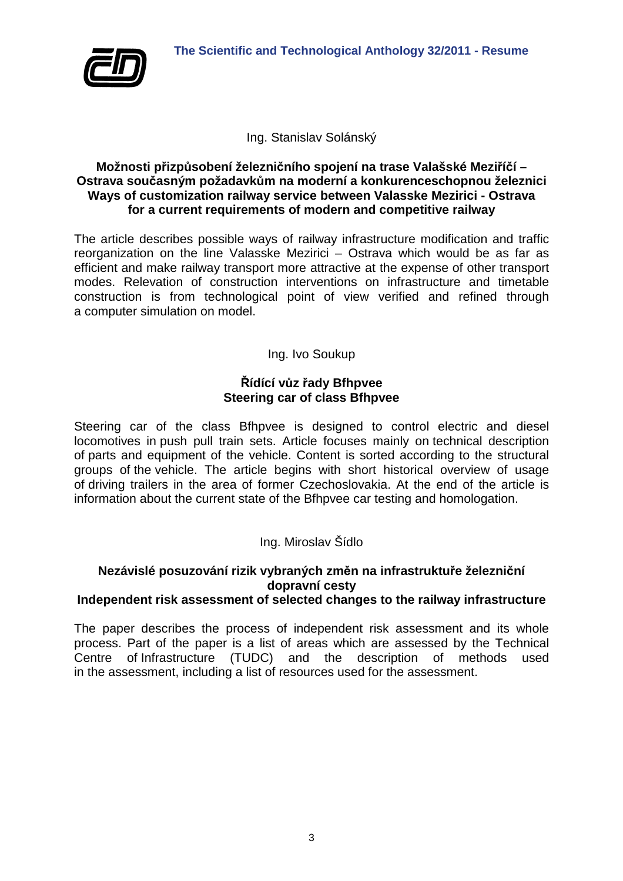Ing. Stanislav Solánský

**Možnosti přizpůsobení železničního spojení na trase Valašské Meziříčí – Ostrava současným požadavkům na moderní a konkurenceschopnou železnici**
**Ways of customization railway service between Valasske Mezirici - Ostrava for a current requirements of modern and competitive railway**

The article describes possible ways of railway infrastructure modification and traffic reorganization on the line Valasske Mezirici – Ostrava which would be as far as efficient and make railway transport more attractive at the expense of other transport modes. Relevation of construction interventions on infrastructure and timetable construction is from technological point of view verified and refined through a computer simulation on model.

Ing. Ivo Soukup

**Řídící vůz řady Bfhpvee**
**Steering car of class Bfhpvee**

Steering car of the class Bfhpvee is designed to control electric and diesel locomotives in push pull train sets. Article focuses mainly on technical description of parts and equipment of the vehicle. Content is sorted according to the structural groups of the vehicle. The article begins with short historical overview of usage of driving trailers in the area of former Czechoslovakia. At the end of the article is information about the current state of the Bfhpvee car testing and homologation.

Ing. Miroslav Šídlo

**Nezávislé posuzování rizik vybraných změn na infrastruktuře železniční dopravní cesty**
**Independent risk assessment of selected changes to the railway infrastructure**

The paper describes the process of independent risk assessment and its whole process. Part of the paper is a list of areas which are assessed by the Technical Centre of Infrastructure (TUDC) and the description of methods used in the assessment, including a list of resources used for the assessment.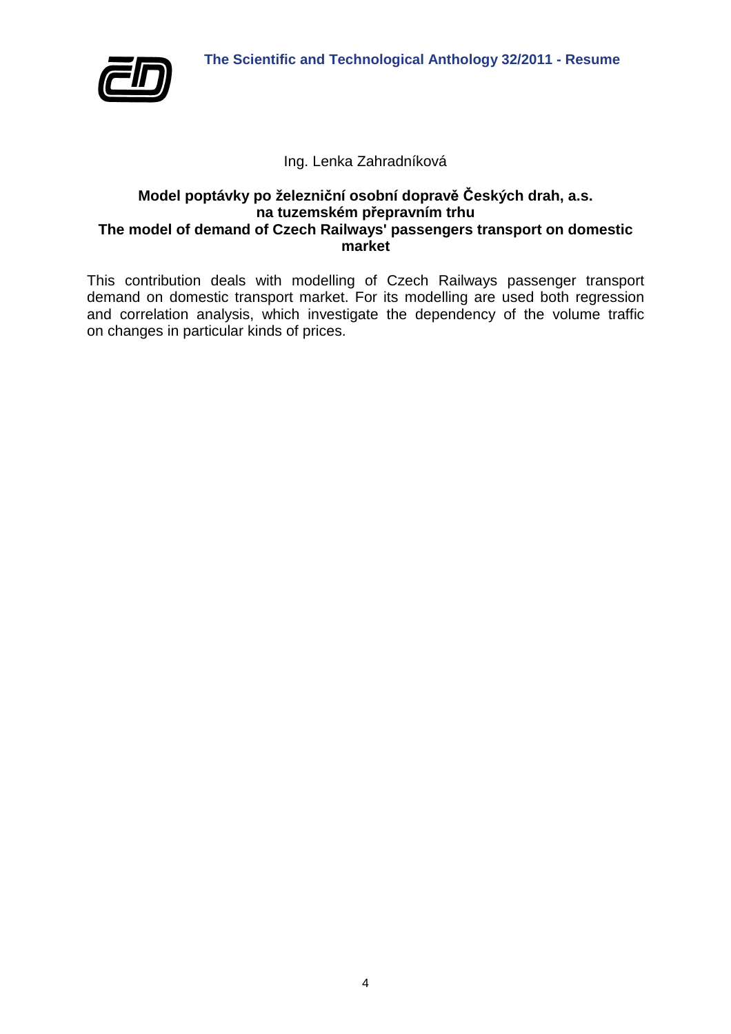Ing. Lenka Zahradníková

**Model poptávky po železniční osobní dopravě Českých drah, a.s. na tuzemském přepravním trhu**
**The model of demand of Czech Railways' passengers transport on domestic market**

This contribution deals with modelling of Czech Railways passenger transport demand on domestic transport market. For its modelling are used both regression and correlation analysis, which investigate the dependency of the volume traffic on changes in particular kinds of prices.